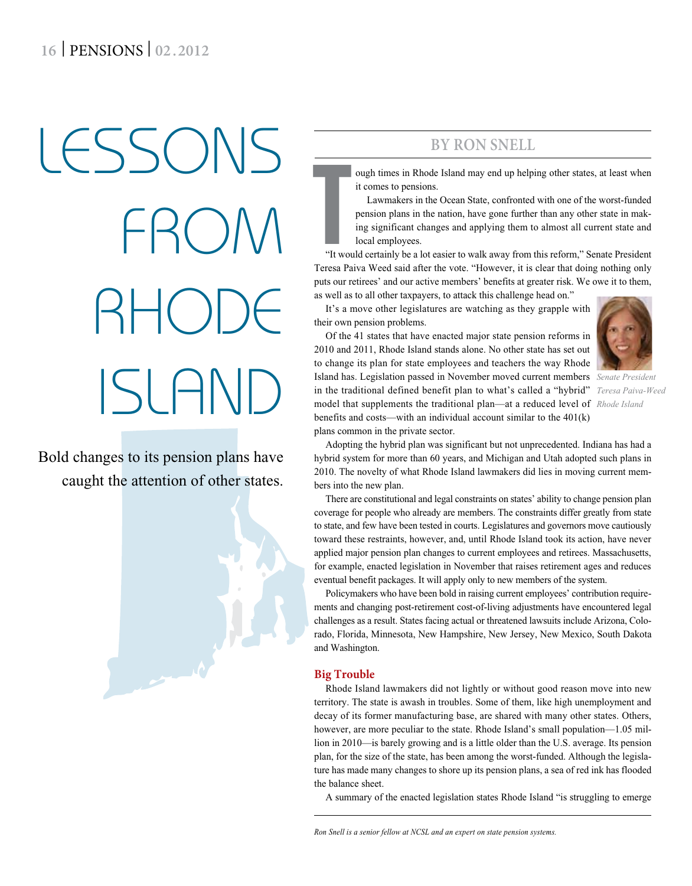# LESSONS FROM RHODE ISLAND

Bold changes to its pension plans have caught the attention of other states.

BY RON SNELL

Tough times in Rhode Island may end up helping other states, at least when it comes to pensions.

Lawmakers in the Ocean State, confronted with one of the worst-funded pension plans in the nation, have gone further than any other state in making significant changes and applying them to almost all current state and local employees.

"It would certainly be a lot easier to walk away from this reform," Senate President Teresa Paiva Weed said after the vote. "However, it is clear that doing nothing only puts our retirees' and our active members' benefits at greater risk. We owe it to them, as well as to all other taxpayers, to attack this challenge head on."

It's a move other legislatures are watching as they grapple with their own pension problems.

*Senate President Teresa Paiva-Weed Rhode Island*

Of the 41 states that have enacted major state pension reforms in 2010 and 2011, Rhode Island stands alone. No other state has set out to change its plan for state employees and teachers the way Rhode Island has. Legislation passed in November moved current members in the traditional defined benefit plan to what's called a "hybrid" model that supplements the traditional plan—at a reduced level of benefits and costs—with an individual account similar to the 401(k) plans common in the private sector.

Adopting the hybrid plan was significant but not unprecedented. Indiana has had a hybrid system for more than 60 years, and Michigan and Utah adopted such plans in 2010. The novelty of what Rhode Island lawmakers did lies in moving current members into the new plan.

There are constitutional and legal constraints on states' ability to change pension plan coverage for people who already are members. The constraints differ greatly from state to state, and few have been tested in courts. Legislatures and governors move cautiously toward these restraints, however, and, until Rhode Island took its action, have never applied major pension plan changes to current employees and retirees. Massachusetts, for example, enacted legislation in November that raises retirement ages and reduces eventual benefit packages. It will apply only to new members of the system.

Policymakers who have been bold in raising current employees' contribution requirements and changing post-retirement cost-of-living adjustments have encountered legal challenges as a result. States facing actual or threatened lawsuits include Arizona, Colorado, Florida, Minnesota, New Hampshire, New Jersey, New Mexico, South Dakota and Washington.

## Big Trouble

Rhode Island lawmakers did not lightly or without good reason move into new territory. The state is awash in troubles. Some of them, like high unemployment and decay of its former manufacturing base, are shared with many other states. Others, however, are more peculiar to the state. Rhode Island's small population—1.05 million in 2010—is barely growing and is a little older than the U.S. average. Its pension plan, for the size of the state, has been among the worst-funded. Although the legislature has made many changes to shore up its pension plans, a sea of red ink has flooded the balance sheet.

A summary of the enacted legislation states Rhode Island "is struggling to emerge

*Ron Snell is a senior fellow at NCSL and an expert on state pension systems.*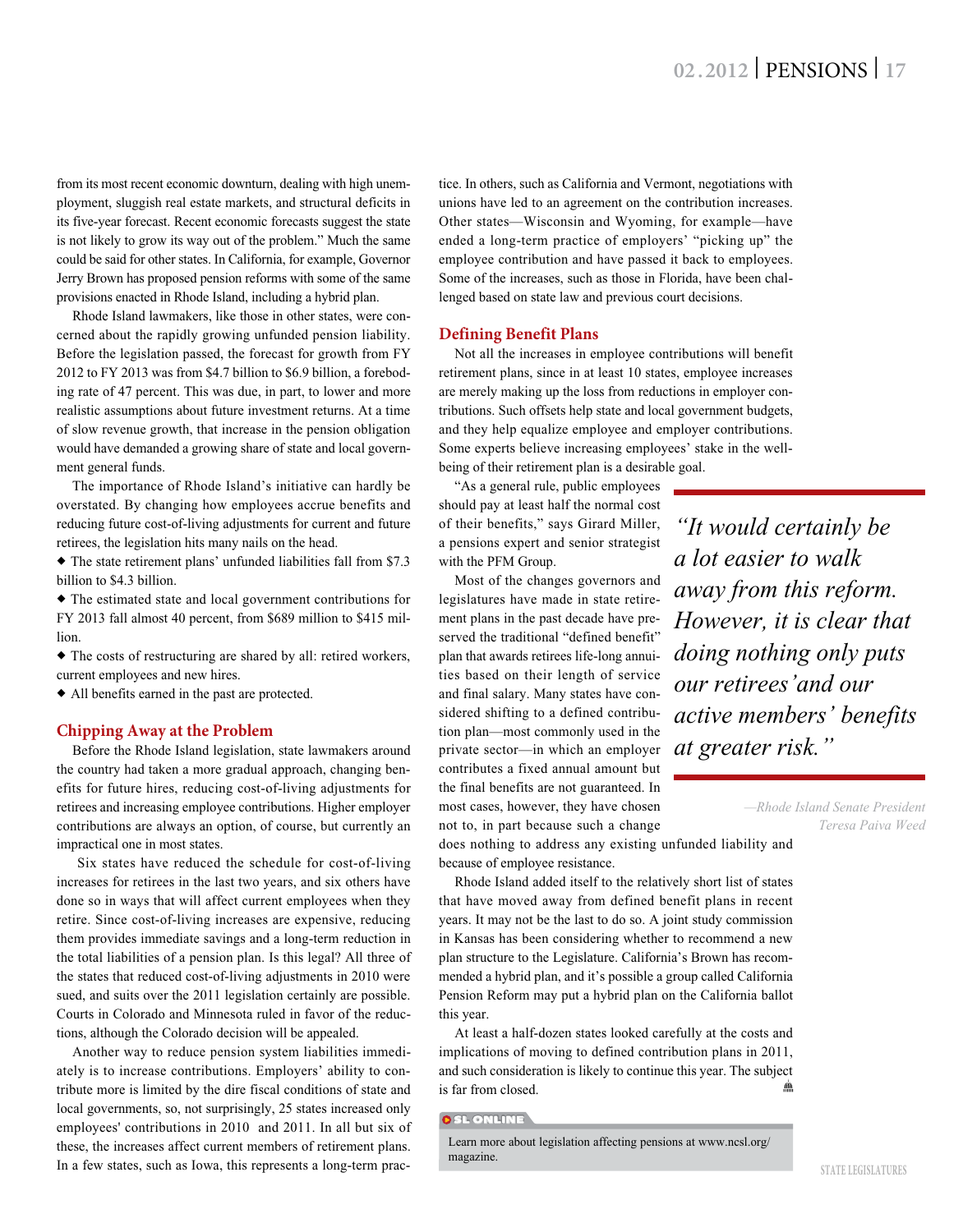from its most recent economic downturn, dealing with high unemployment, sluggish real estate markets, and structural deficits in its five-year forecast. Recent economic forecasts suggest the state is not likely to grow its way out of the problem." Much the same could be said for other states. In California, for example, Governor Jerry Brown has proposed pension reforms with some of the same provisions enacted in Rhode Island, including a hybrid plan.

Rhode Island lawmakers, like those in other states, were concerned about the rapidly growing unfunded pension liability. Before the legislation passed, the forecast for growth from FY 2012 to FY 2013 was from $4.7 billion to $6.9 billion, a foreboding rate of 47 percent. This was due, in part, to lower and more realistic assumptions about future investment returns. At a time of slow revenue growth, that increase in the pension obligation would have demanded a growing share of state and local government general funds.

The importance of Rhode Island's initiative can hardly be overstated. By changing how employees accrue benefits and reducing future cost-of-living adjustments for current and future retirees, the legislation hits many nails on the head.

- The state retirement plans' unfunded liabilities fall from $7.3 billion to $4.3 billion.
- The estimated state and local government contributions for FY 2013 fall almost 40 percent, from $689 million to $415 million.
- The costs of restructuring are shared by all: retired workers, current employees and new hires.
- All benefits earned in the past are protected.

## Chipping Away at the Problem

Before the Rhode Island legislation, state lawmakers around the country had taken a more gradual approach, changing benefits for future hires, reducing cost-of-living adjustments for retirees and increasing employee contributions. Higher employer contributions are always an option, of course, but currently an impractical one in most states.

Six states have reduced the schedule for cost-of-living increases for retirees in the last two years, and six others have done so in ways that will affect current employees when they retire. Since cost-of-living increases are expensive, reducing them provides immediate savings and a long-term reduction in the total liabilities of a pension plan. Is this legal? All three of the states that reduced cost-of-living adjustments in 2010 were sued, and suits over the 2011 legislation certainly are possible. Courts in Colorado and Minnesota ruled in favor of the reductions, although the Colorado decision will be appealed.

Another way to reduce pension system liabilities immediately is to increase contributions. Employers' ability to contribute more is limited by the dire fiscal conditions of state and local governments, so, not surprisingly, 25 states increased only employees' contributions in 2010 and 2011. In all but six of these, the increases affect current members of retirement plans. In a few states, such as Iowa, this represents a long-term practice. In others, such as California and Vermont, negotiations with unions have led to an agreement on the contribution increases. Other states—Wisconsin and Wyoming, for example—have ended a long-term practice of employers' "picking up" the employee contribution and have passed it back to employees. Some of the increases, such as those in Florida, have been challenged based on state law and previous court decisions.

## Defining Benefit Plans

Not all the increases in employee contributions will benefit retirement plans, since in at least 10 states, employee increases are merely making up the loss from reductions in employer contributions. Such offsets help state and local government budgets, and they help equalize employee and employer contributions. Some experts believe increasing employees' stake in the well-being of their retirement plan is a desirable goal.

"As a general rule, public employees should pay at least half the normal cost of their benefits," says Girard Miller, a pensions expert and senior strategist with the PFM Group.

Most of the changes governors and legislatures have made in state retirement plans in the past decade have preserved the traditional "defined benefit" plan that awards retirees life-long annuities based on their length of service and final salary. Many states have considered shifting to a defined contribution plan—most commonly used in the private sector—in which an employer contributes a fixed annual amount but the final benefits are not guaranteed. In most cases, however, they have chosen not to, in part because such a change does nothing to address any existing unfunded liability and because of employee resistance.

> *"It would certainly be a lot easier to walk away from this reform. However, it is clear that doing nothing only puts our retirees' and our active members' benefits at greater risk."*
>
> *—Rhode Island Senate President Teresa Paiva Weed*

Rhode Island added itself to the relatively short list of states that have moved away from defined benefit plans in recent years. It may not be the last to do so. A joint study commission in Kansas has been considering whether to recommend a new plan structure to the Legislature. California's Brown has recommended a hybrid plan, and it's possible a group called California Pension Reform may put a hybrid plan on the California ballot this year.

At least a half-dozen states looked carefully at the costs and implications of moving to defined contribution plans in 2011, and such consideration is likely to continue this year. The subject is far from closed.

**SL ONLINE**

Learn more about legislation affecting pensions at www.ncsl.org/magazine.